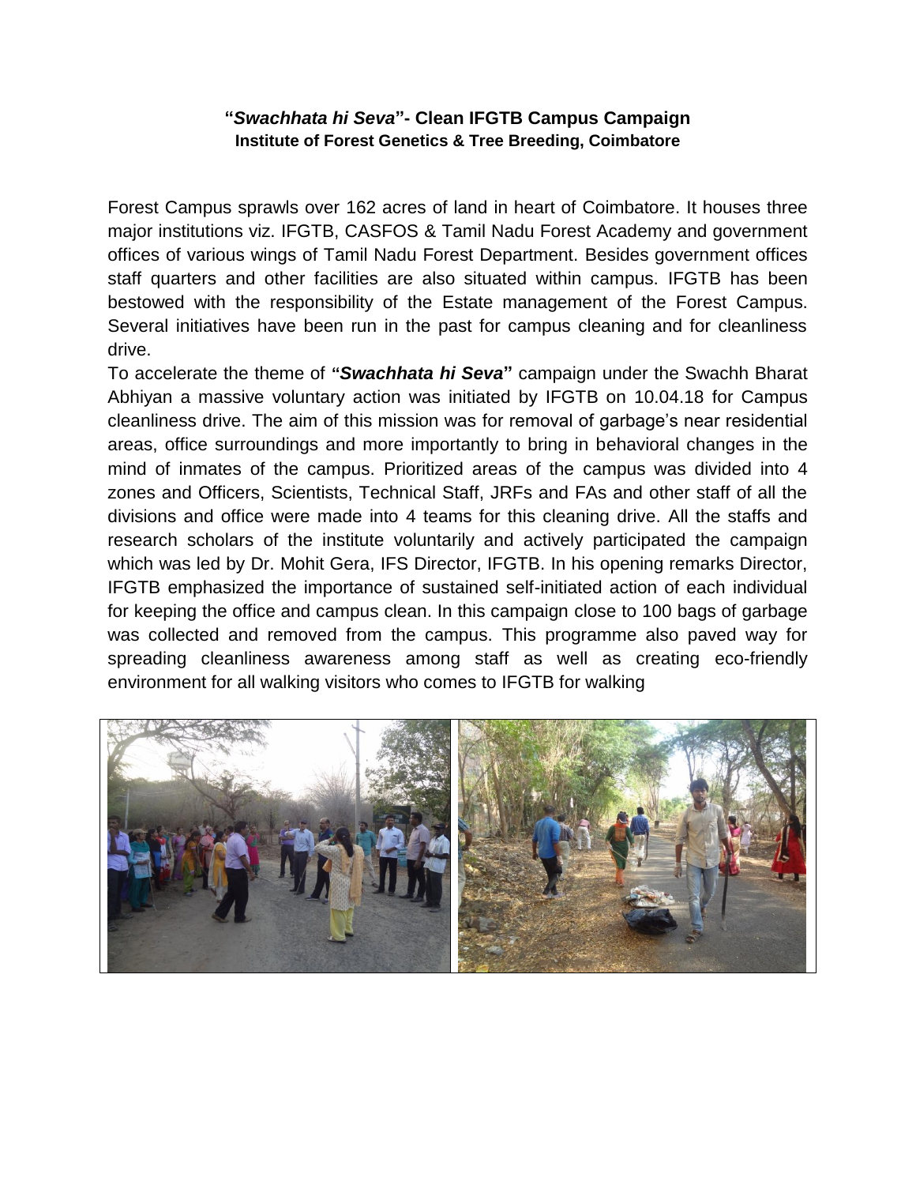### “*Swachhata hi Seva*”- Clean IFGTB Campus Campaign

**Institute of Forest Genetics & Tree Breeding, Coimbatore**

Forest Campus sprawls over 162 acres of land in heart of Coimbatore. It houses three major institutions viz. IFGTB, CASFOS & Tamil Nadu Forest Academy and government offices of various wings of Tamil Nadu Forest Department. Besides government offices staff quarters and other facilities are also situated within campus. IFGTB has been bestowed with the responsibility of the Estate management of the Forest Campus. Several initiatives have been run in the past for campus cleaning and for cleanliness drive.

To accelerate the theme of **“*Swachhata hi Seva*”** campaign under the Swachh Bharat Abhiyan a massive voluntary action was initiated by IFGTB on 10.04.18 for Campus cleanliness drive. The aim of this mission was for removal of garbage’s near residential areas, office surroundings and more importantly to bring in behavioral changes in the mind of inmates of the campus. Prioritized areas of the campus was divided into 4 zones and Officers, Scientists, Technical Staff, JRFs and FAs and other staff of all the divisions and office were made into 4 teams for this cleaning drive. All the staffs and research scholars of the institute voluntarily and actively participated the campaign which was led by Dr. Mohit Gera, IFS Director, IFGTB. In his opening remarks Director, IFGTB emphasized the importance of sustained self-initiated action of each individual for keeping the office and campus clean. In this campaign close to 100 bags of garbage was collected and removed from the campus. This programme also paved way for spreading cleanliness awareness among staff as well as creating eco-friendly environment for all walking visitors who comes to IFGTB for walking